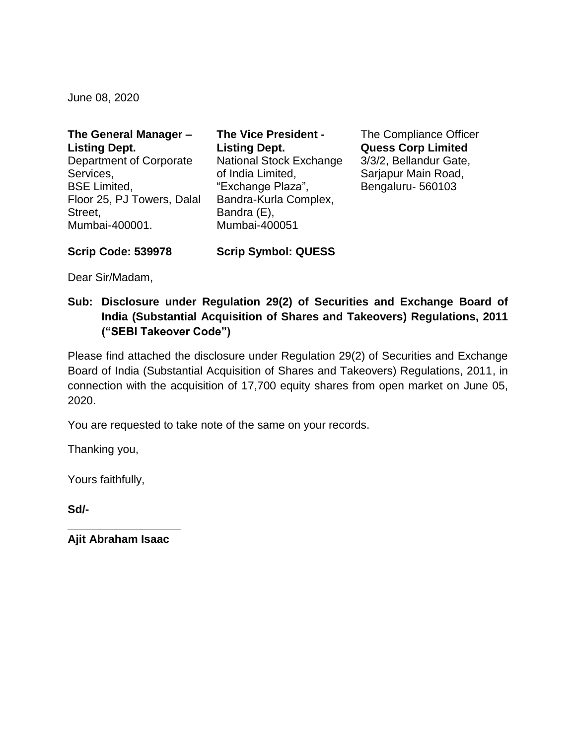June 08, 2020

**The General Manager – Listing Dept.**
Department of Corporate Services,
BSE Limited,
Floor 25, PJ Towers, Dalal Street,
Mumbai-400001.

**The Vice President - Listing Dept.**
National Stock Exchange of India Limited,
"Exchange Plaza",
Bandra-Kurla Complex,
Bandra (E),
Mumbai-400051

The Compliance Officer
**Quess Corp Limited**
3/3/2, Bellandur Gate,
Sarjapur Main Road,
Bengaluru- 560103

**Scrip Code: 539978**

**Scrip Symbol: QUESS**

Dear Sir/Madam,

**Sub: Disclosure under Regulation 29(2) of Securities and Exchange Board of India (Substantial Acquisition of Shares and Takeovers) Regulations, 2011 ("SEBI Takeover Code")**

Please find attached the disclosure under Regulation 29(2) of Securities and Exchange Board of India (Substantial Acquisition of Shares and Takeovers) Regulations, 2011, in connection with the acquisition of 17,700 equity shares from open market on June 05, 2020.

You are requested to take note of the same on your records.

Thanking you,

Yours faithfully,

**Sd/-**

_________________

**Ajit Abraham Isaac**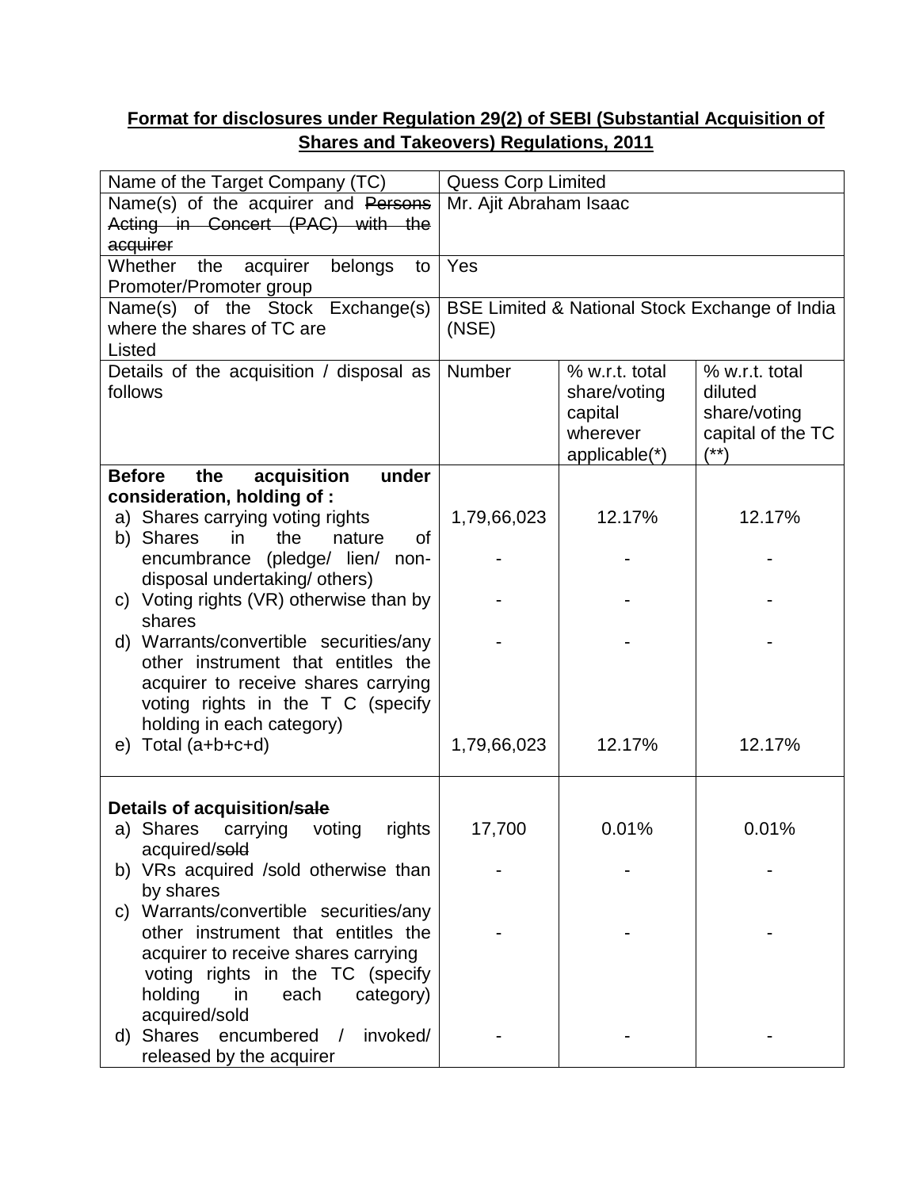**Format for disclosures under Regulation 29(2) of SEBI (Substantial Acquisition of Shares and Takeovers) Regulations, 2011**

| Name of the Target Company (TC) | Quess Corp Limited | | |
|---|---|---|---|
| Name(s) of the acquirer and ~~Persons Acting in Concert (PAC) with the acquirer~~ | Mr. Ajit Abraham Isaac | | |
| Whether the acquirer belongs to Promoter/Promoter group | Yes | | |
| Name(s) of the Stock Exchange(s) where the shares of TC are Listed | BSE Limited & National Stock Exchange of India (NSE) | | |
| Details of the acquisition / disposal as follows | Number | % w.r.t. total share/voting capital wherever applicable(*) | % w.r.t. total diluted share/voting capital of the TC (**) |
| **Before the acquisition under consideration, holding of :** | | | |
| a) Shares carrying voting rights | 1,79,66,023 | 12.17% | 12.17% |
| b) Shares in the nature of encumbrance (pledge/ lien/ non-disposal undertaking/ others) | - | - | - |
| c) Voting rights (VR) otherwise than by shares | - | - | - |
| d) Warrants/convertible securities/any other instrument that entitles the acquirer to receive shares carrying voting rights in the T C (specify holding in each category) | - | - | - |
| e) Total (a+b+c+d) | 1,79,66,023 | 12.17% | 12.17% |
| **Details of acquisition/~~sale~~** | | | |
| a) Shares carrying voting rights acquired/~~sold~~ | 17,700 | 0.01% | 0.01% |
| b) VRs acquired /sold otherwise than by shares | - | - | - |
| c) Warrants/convertible securities/any other instrument that entitles the acquirer to receive shares carrying voting rights in the TC (specify holding in each category) acquired/sold | - | - | - |
| d) Shares encumbered / invoked/ released by the acquirer | - | - | - |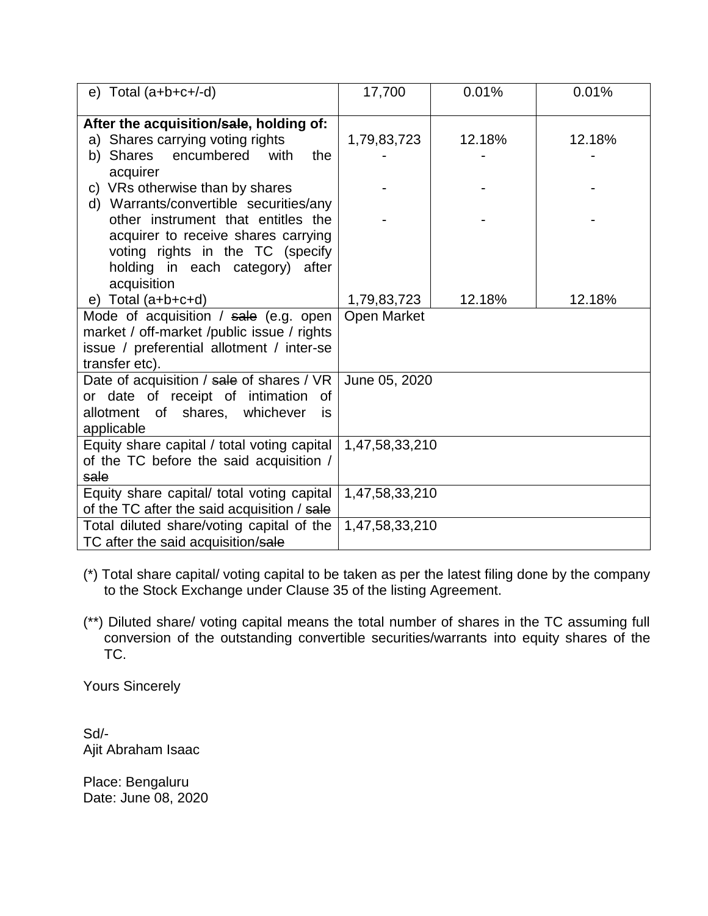| | | | |
|---|---|---|---|
| e) Total (a+b+c+/-d) | 17,700 | 0.01% | 0.01% |
| **After the acquisition/~~sale~~, holding of:**<br>a) Shares carrying voting rights<br>b) Shares encumbered with the acquirer<br>c) VRs otherwise than by shares<br>d) Warrants/convertible securities/any other instrument that entitles the acquirer to receive shares carrying voting rights in the TC (specify holding in each category) after acquisition<br>e) Total (a+b+c+d) | 1,79,83,723<br>-<br>-<br>-<br>1,79,83,723 | 12.18%<br>-<br>-<br>-<br>12.18% | 12.18%<br>-<br>-<br>-<br>12.18% |
| Mode of acquisition / ~~sale~~ (e.g. open market / off-market /public issue / rights issue / preferential allotment / inter-se transfer etc). | Open Market | | |
| Date of acquisition / ~~sale~~ of shares / VR or date of receipt of intimation of allotment of shares, whichever is applicable | June 05, 2020 | | |
| Equity share capital / total voting capital of the TC before the said acquisition / ~~sale~~ | 1,47,58,33,210 | | |
| Equity share capital/ total voting capital of the TC after the said acquisition / ~~sale~~ | 1,47,58,33,210 | | |
| Total diluted share/voting capital of the TC after the said acquisition/~~sale~~ | 1,47,58,33,210 | | |

(*) Total share capital/ voting capital to be taken as per the latest filing done by the company to the Stock Exchange under Clause 35 of the listing Agreement.

(**) Diluted share/ voting capital means the total number of shares in the TC assuming full conversion of the outstanding convertible securities/warrants into equity shares of the TC.

Yours Sincerely

Sd/-
Ajit Abraham Isaac

Place: Bengaluru
Date: June 08, 2020